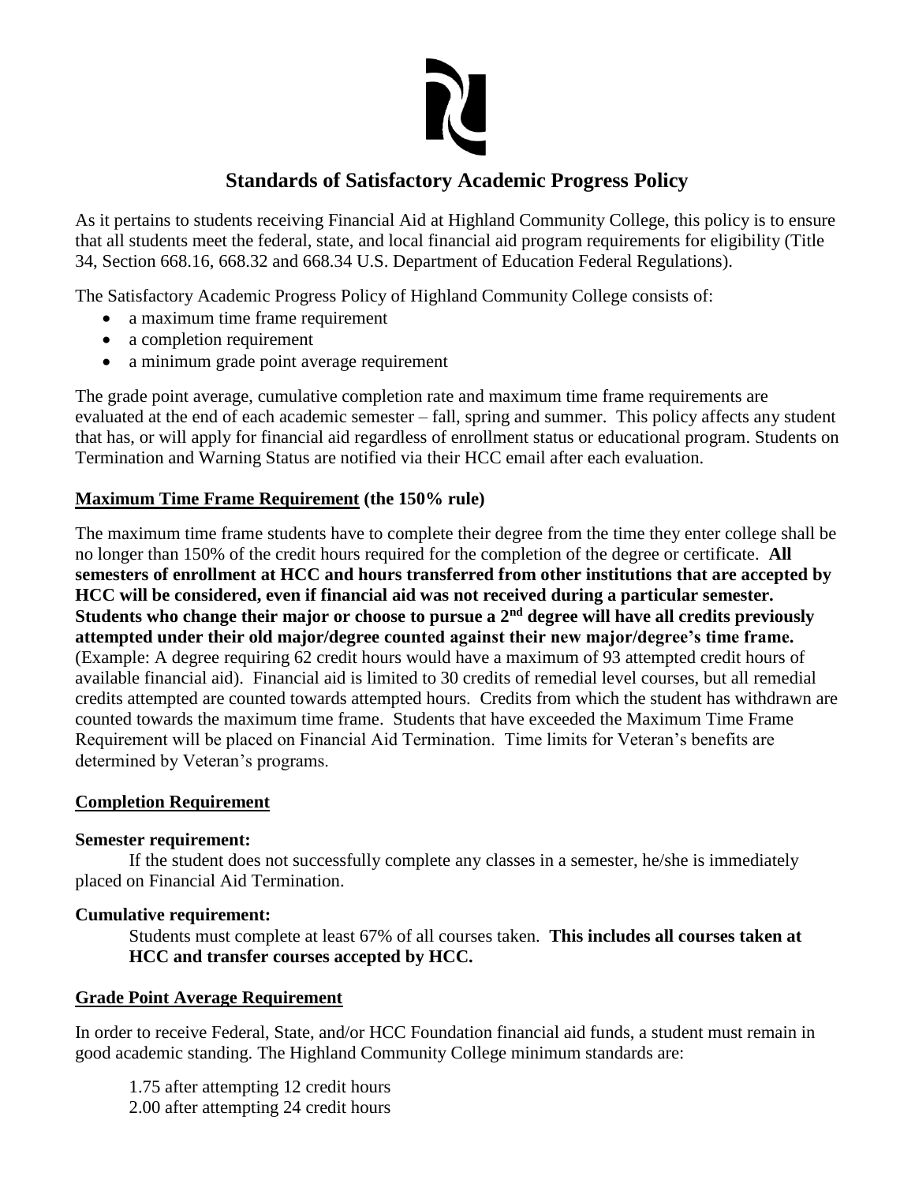# Standards of Satisfactory Academic Progress Policy

As it pertains to students receiving Financial Aid at Highland Community College, this policy is to ensure that all students meet the federal, state, and local financial aid program requirements for eligibility (Title 34, Section 668.16, 668.32 and 668.34 U.S. Department of Education Federal Regulations).

The Satisfactory Academic Progress Policy of Highland Community College consists of:

- a maximum time frame requirement
- a completion requirement
- a minimum grade point average requirement

The grade point average, cumulative completion rate and maximum time frame requirements are evaluated at the end of each academic semester – fall, spring and summer. This policy affects any student that has, or will apply for financial aid regardless of enrollment status or educational program. Students on Termination and Warning Status are notified via their HCC email after each evaluation.

## **<u>Maximum Time Frame Requirement</u> (the 150% rule)**

The maximum time frame students have to complete their degree from the time they enter college shall be no longer than 150% of the credit hours required for the completion of the degree or certificate. **All semesters of enrollment at HCC and hours transferred from other institutions that are accepted by HCC will be considered, even if financial aid was not received during a particular semester. Students who change their major or choose to pursue a 2nd degree will have all credits previously attempted under their old major/degree counted against their new major/degree's time frame.** (Example: A degree requiring 62 credit hours would have a maximum of 93 attempted credit hours of available financial aid). Financial aid is limited to 30 credits of remedial level courses, but all remedial credits attempted are counted towards attempted hours. Credits from which the student has withdrawn are counted towards the maximum time frame. Students that have exceeded the Maximum Time Frame Requirement will be placed on Financial Aid Termination. Time limits for Veteran's benefits are determined by Veteran's programs.

## **<u>Completion Requirement</u>**

**Semester requirement:**

If the student does not successfully complete any classes in a semester, he/she is immediately placed on Financial Aid Termination.

**Cumulative requirement:**

Students must complete at least 67% of all courses taken. **This includes all courses taken at HCC and transfer courses accepted by HCC.**

## **<u>Grade Point Average Requirement</u>**

In order to receive Federal, State, and/or HCC Foundation financial aid funds, a student must remain in good academic standing. The Highland Community College minimum standards are:

1.75 after attempting 12 credit hours
2.00 after attempting 24 credit hours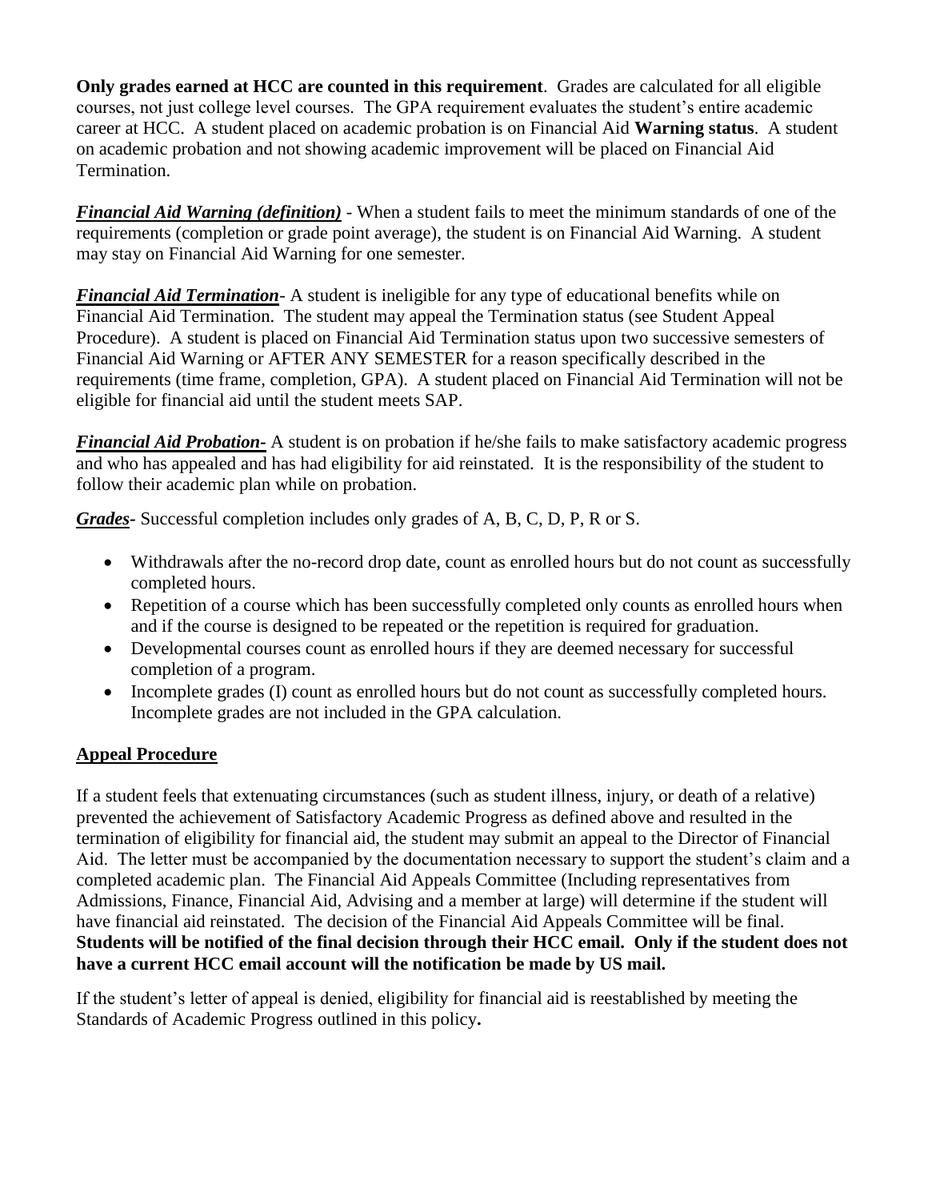**Only grades earned at HCC are counted in this requirement**. Grades are calculated for all eligible courses, not just college level courses. The GPA requirement evaluates the student's entire academic career at HCC. A student placed on academic probation is on Financial Aid **Warning status**. A student on academic probation and not showing academic improvement will be placed on Financial Aid Termination.

***Financial Aid Warning (definition)*** - When a student fails to meet the minimum standards of one of the requirements (completion or grade point average), the student is on Financial Aid Warning. A student may stay on Financial Aid Warning for one semester.

***Financial Aid Termination***- A student is ineligible for any type of educational benefits while on Financial Aid Termination. The student may appeal the Termination status (see Student Appeal Procedure). A student is placed on Financial Aid Termination status upon two successive semesters of Financial Aid Warning or AFTER ANY SEMESTER for a reason specifically described in the requirements (time frame, completion, GPA). A student placed on Financial Aid Termination will not be eligible for financial aid until the student meets SAP.

***Financial Aid Probation-*** A student is on probation if he/she fails to make satisfactory academic progress and who has appealed and has had eligibility for aid reinstated. It is the responsibility of the student to follow their academic plan while on probation.

***Grades-*** Successful completion includes only grades of A, B, C, D, P, R or S.

- Withdrawals after the no-record drop date, count as enrolled hours but do not count as successfully completed hours.
- Repetition of a course which has been successfully completed only counts as enrolled hours when and if the course is designed to be repeated or the repetition is required for graduation.
- Developmental courses count as enrolled hours if they are deemed necessary for successful completion of a program.
- Incomplete grades (I) count as enrolled hours but do not count as successfully completed hours. Incomplete grades are not included in the GPA calculation.

## Appeal Procedure

If a student feels that extenuating circumstances (such as student illness, injury, or death of a relative) prevented the achievement of Satisfactory Academic Progress as defined above and resulted in the termination of eligibility for financial aid, the student may submit an appeal to the Director of Financial Aid. The letter must be accompanied by the documentation necessary to support the student's claim and a completed academic plan. The Financial Aid Appeals Committee (Including representatives from Admissions, Finance, Financial Aid, Advising and a member at large) will determine if the student will have financial aid reinstated. The decision of the Financial Aid Appeals Committee will be final. **Students will be notified of the final decision through their HCC email. Only if the student does not have a current HCC email account will the notification be made by US mail.**

If the student's letter of appeal is denied, eligibility for financial aid is reestablished by meeting the Standards of Academic Progress outlined in this policy**.**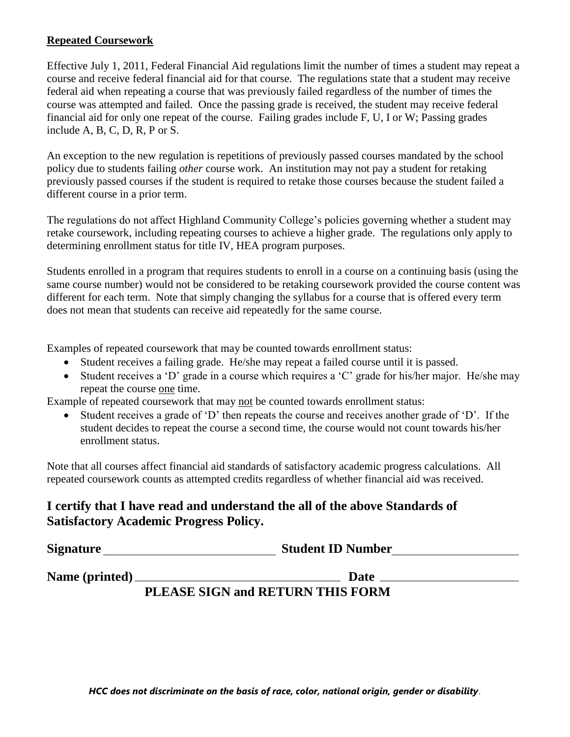**Repeated Coursework**

Effective July 1, 2011, Federal Financial Aid regulations limit the number of times a student may repeat a course and receive federal financial aid for that course. The regulations state that a student may receive federal aid when repeating a course that was previously failed regardless of the number of times the course was attempted and failed. Once the passing grade is received, the student may receive federal financial aid for only one repeat of the course. Failing grades include F, U, I or W; Passing grades include A, B, C, D, R, P or S.

An exception to the new regulation is repetitions of previously passed courses mandated by the school policy due to students failing *other* course work. An institution may not pay a student for retaking previously passed courses if the student is required to retake those courses because the student failed a different course in a prior term.

The regulations do not affect Highland Community College's policies governing whether a student may retake coursework, including repeating courses to achieve a higher grade. The regulations only apply to determining enrollment status for title IV, HEA program purposes.

Students enrolled in a program that requires students to enroll in a course on a continuing basis (using the same course number) would not be considered to be retaking coursework provided the course content was different for each term. Note that simply changing the syllabus for a course that is offered every term does not mean that students can receive aid repeatedly for the same course.

Examples of repeated coursework that may be counted towards enrollment status:

- Student receives a failing grade. He/she may repeat a failed course until it is passed.
- Student receives a 'D' grade in a course which requires a 'C' grade for his/her major. He/she may repeat the course <u>one</u> time.

Example of repeated coursework that may <u>not</u> be counted towards enrollment status:

- Student receives a grade of 'D' then repeats the course and receives another grade of 'D'. If the student decides to repeat the course a second time, the course would not count towards his/her enrollment status.

Note that all courses affect financial aid standards of satisfactory academic progress calculations. All repeated coursework counts as attempted credits regardless of whether financial aid was received.

## I certify that I have read and understand the all of the above Standards of Satisfactory Academic Progress Policy.

**Signature** ____________________________ **Student ID Number** ____________________

**Name (printed)** ________________________________ **Date** ______________________

**PLEASE SIGN and RETURN THIS FORM**

***HCC does not discriminate on the basis of race, color, national origin, gender or disability.***